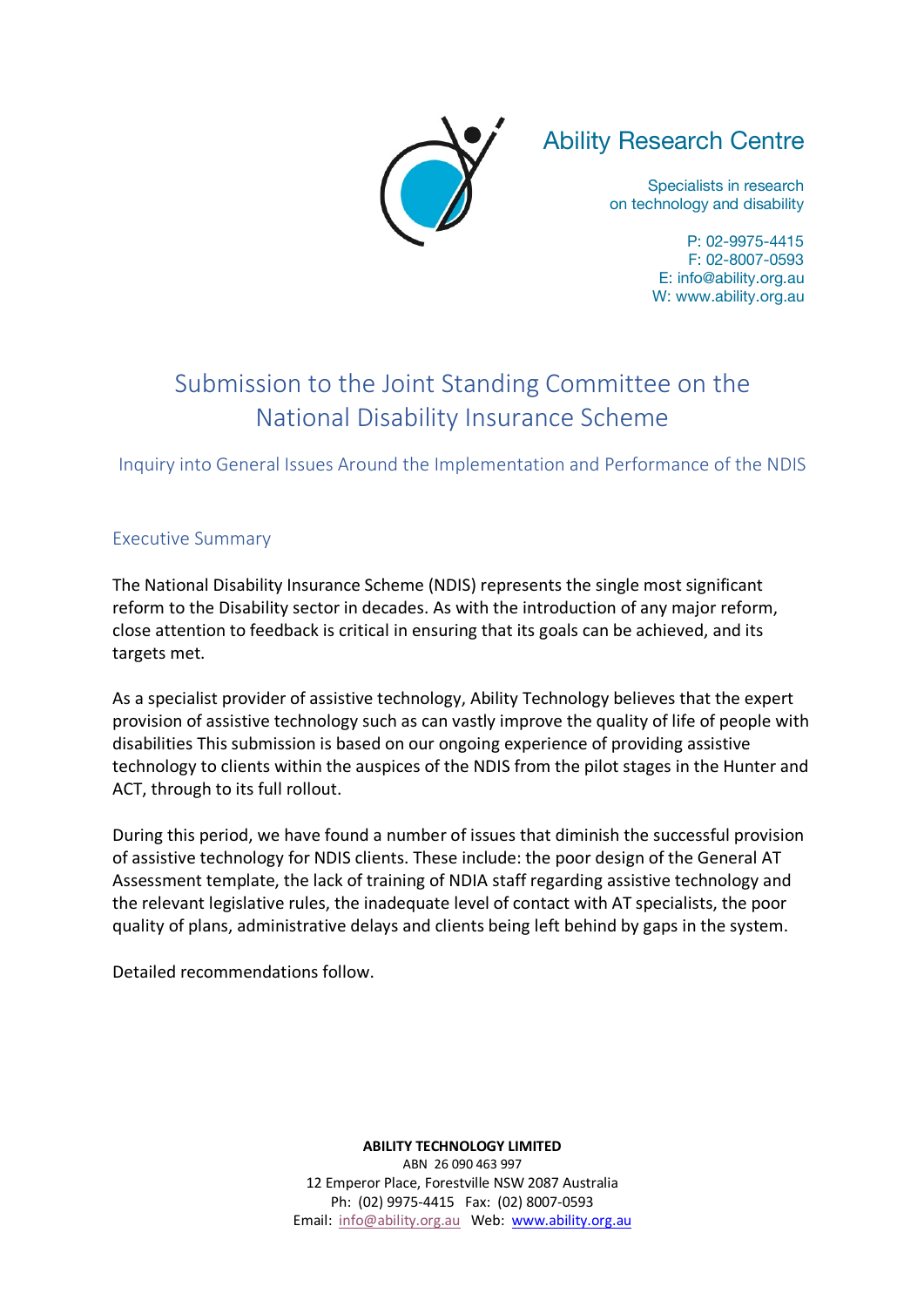Ability Research Centre

Specialists in research on technology and disability

P: 02-9975-4415
F: 02-8007-0593
E: info@ability.org.au
W: www.ability.org.au

# Submission to the Joint Standing Committee on the National Disability Insurance Scheme

## Inquiry into General Issues Around the Implementation and Performance of the NDIS

### Executive Summary

The National Disability Insurance Scheme (NDIS) represents the single most significant reform to the Disability sector in decades. As with the introduction of any major reform, close attention to feedback is critical in ensuring that its goals can be achieved, and its targets met.

As a specialist provider of assistive technology, Ability Technology believes that the expert provision of assistive technology such as can vastly improve the quality of life of people with disabilities This submission is based on our ongoing experience of providing assistive technology to clients within the auspices of the NDIS from the pilot stages in the Hunter and ACT, through to its full rollout.

During this period, we have found a number of issues that diminish the successful provision of assistive technology for NDIS clients. These include: the poor design of the General AT Assessment template, the lack of training of NDIA staff regarding assistive technology and the relevant legislative rules, the inadequate level of contact with AT specialists, the poor quality of plans, administrative delays and clients being left behind by gaps in the system.

Detailed recommendations follow.

**ABILITY TECHNOLOGY LIMITED**
ABN 26 090 463 997
12 Emperor Place, Forestville NSW 2087 Australia
Ph: (02) 9975-4415 Fax: (02) 8007-0593
Email: info@ability.org.au Web: www.ability.org.au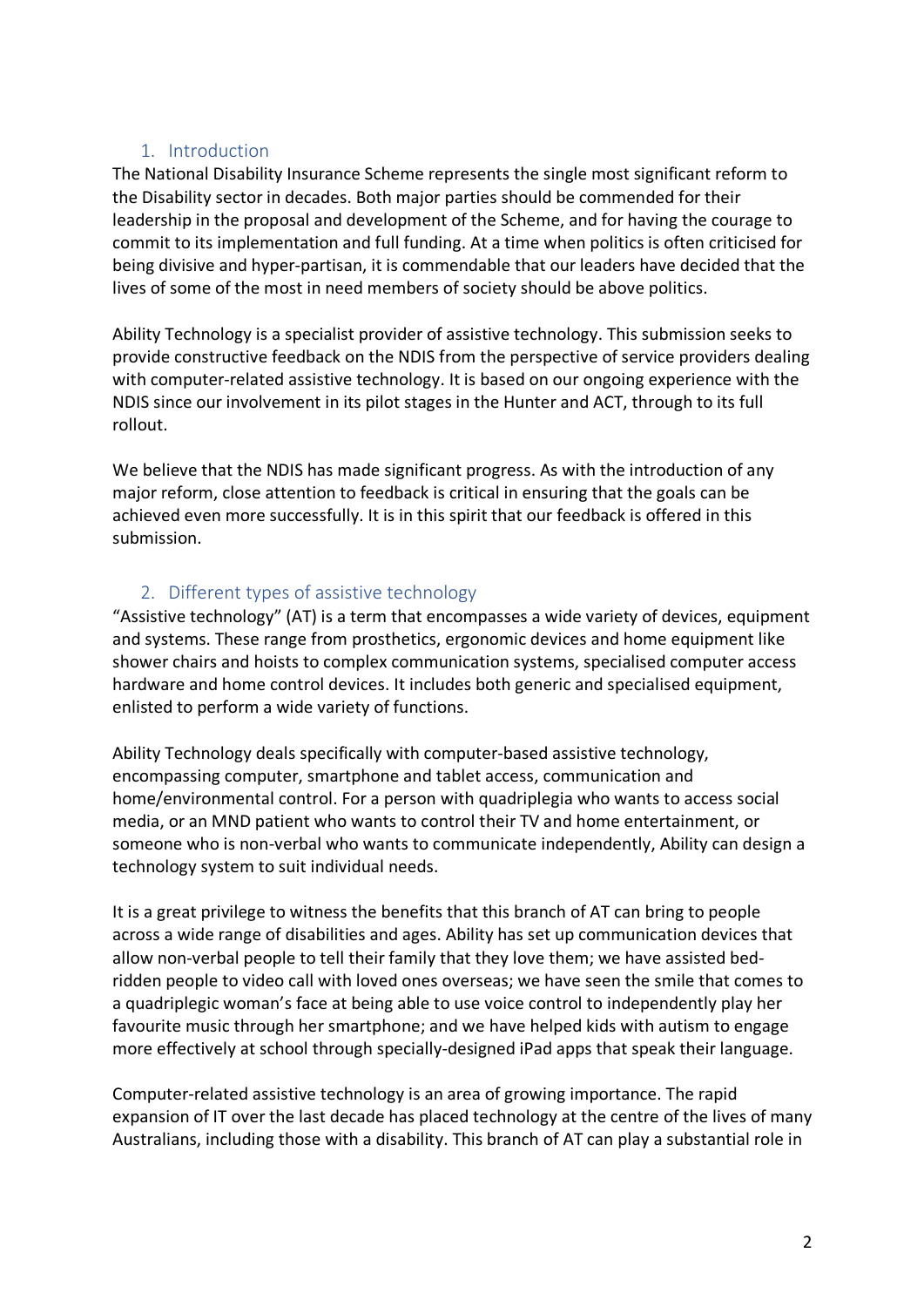## 1. Introduction

The National Disability Insurance Scheme represents the single most significant reform to the Disability sector in decades. Both major parties should be commended for their leadership in the proposal and development of the Scheme, and for having the courage to commit to its implementation and full funding. At a time when politics is often criticised for being divisive and hyper-partisan, it is commendable that our leaders have decided that the lives of some of the most in need members of society should be above politics.

Ability Technology is a specialist provider of assistive technology. This submission seeks to provide constructive feedback on the NDIS from the perspective of service providers dealing with computer-related assistive technology. It is based on our ongoing experience with the NDIS since our involvement in its pilot stages in the Hunter and ACT, through to its full rollout.

We believe that the NDIS has made significant progress. As with the introduction of any major reform, close attention to feedback is critical in ensuring that the goals can be achieved even more successfully. It is in this spirit that our feedback is offered in this submission.

## 2. Different types of assistive technology

"Assistive technology" (AT) is a term that encompasses a wide variety of devices, equipment and systems. These range from prosthetics, ergonomic devices and home equipment like shower chairs and hoists to complex communication systems, specialised computer access hardware and home control devices. It includes both generic and specialised equipment, enlisted to perform a wide variety of functions.

Ability Technology deals specifically with computer-based assistive technology, encompassing computer, smartphone and tablet access, communication and home/environmental control. For a person with quadriplegia who wants to access social media, or an MND patient who wants to control their TV and home entertainment, or someone who is non-verbal who wants to communicate independently, Ability can design a technology system to suit individual needs.

It is a great privilege to witness the benefits that this branch of AT can bring to people across a wide range of disabilities and ages. Ability has set up communication devices that allow non-verbal people to tell their family that they love them; we have assisted bed-ridden people to video call with loved ones overseas; we have seen the smile that comes to a quadriplegic woman's face at being able to use voice control to independently play her favourite music through her smartphone; and we have helped kids with autism to engage more effectively at school through specially-designed iPad apps that speak their language.

Computer-related assistive technology is an area of growing importance. The rapid expansion of IT over the last decade has placed technology at the centre of the lives of many Australians, including those with a disability. This branch of AT can play a substantial role in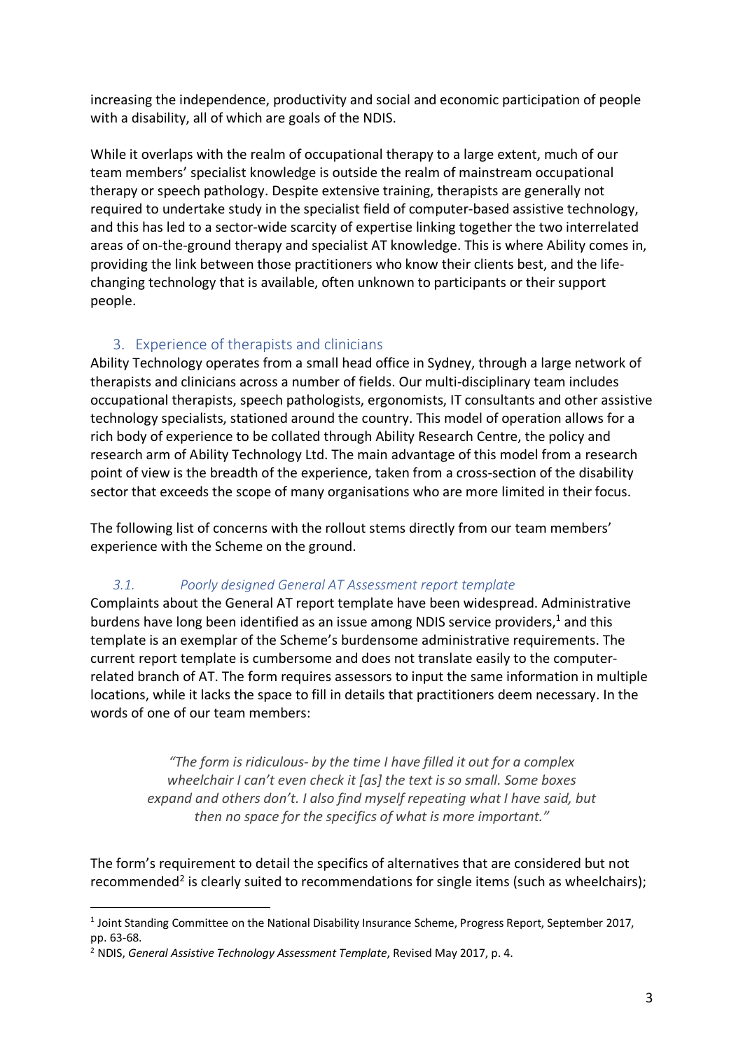increasing the independence, productivity and social and economic participation of people with a disability, all of which are goals of the NDIS.

While it overlaps with the realm of occupational therapy to a large extent, much of our team members' specialist knowledge is outside the realm of mainstream occupational therapy or speech pathology. Despite extensive training, therapists are generally not required to undertake study in the specialist field of computer-based assistive technology, and this has led to a sector-wide scarcity of expertise linking together the two interrelated areas of on-the-ground therapy and specialist AT knowledge. This is where Ability comes in, providing the link between those practitioners who know their clients best, and the life-changing technology that is available, often unknown to participants or their support people.

## 3. Experience of therapists and clinicians

Ability Technology operates from a small head office in Sydney, through a large network of therapists and clinicians across a number of fields. Our multi-disciplinary team includes occupational therapists, speech pathologists, ergonomists, IT consultants and other assistive technology specialists, stationed around the country. This model of operation allows for a rich body of experience to be collated through Ability Research Centre, the policy and research arm of Ability Technology Ltd. The main advantage of this model from a research point of view is the breadth of the experience, taken from a cross-section of the disability sector that exceeds the scope of many organisations who are more limited in their focus.

The following list of concerns with the rollout stems directly from our team members' experience with the Scheme on the ground.

### *3.1. Poorly designed General AT Assessment report template*

Complaints about the General AT report template have been widespread. Administrative burdens have long been identified as an issue among NDIS service providers,[1] and this template is an exemplar of the Scheme's burdensome administrative requirements. The current report template is cumbersome and does not translate easily to the computer-related branch of AT. The form requires assessors to input the same information in multiple locations, while it lacks the space to fill in details that practitioners deem necessary. In the words of one of our team members:

> *"The form is ridiculous- by the time I have filled it out for a complex wheelchair I can't even check it [as] the text is so small. Some boxes expand and others don't. I also find myself repeating what I have said, but then no space for the specifics of what is more important."*

The form's requirement to detail the specifics of alternatives that are considered but not recommended[2] is clearly suited to recommendations for single items (such as wheelchairs);

---

[1] Joint Standing Committee on the National Disability Insurance Scheme, Progress Report, September 2017, pp. 63-68.

[2] NDIS, *General Assistive Technology Assessment Template*, Revised May 2017, p. 4.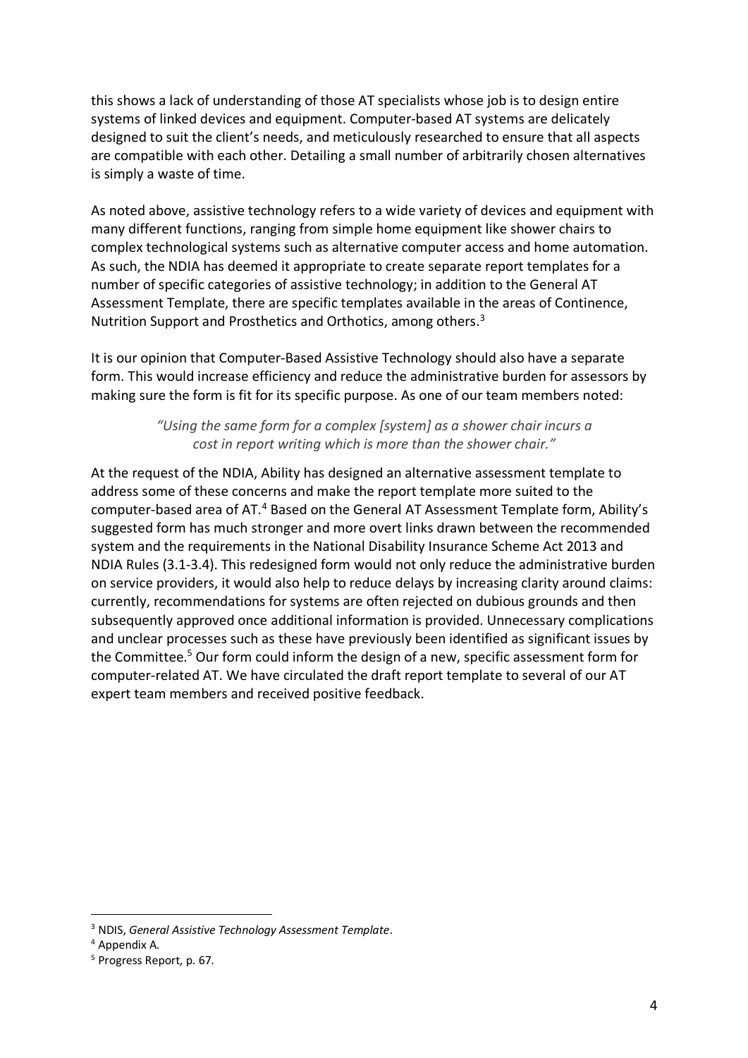this shows a lack of understanding of those AT specialists whose job is to design entire systems of linked devices and equipment. Computer-based AT systems are delicately designed to suit the client's needs, and meticulously researched to ensure that all aspects are compatible with each other. Detailing a small number of arbitrarily chosen alternatives is simply a waste of time.

As noted above, assistive technology refers to a wide variety of devices and equipment with many different functions, ranging from simple home equipment like shower chairs to complex technological systems such as alternative computer access and home automation. As such, the NDIA has deemed it appropriate to create separate report templates for a number of specific categories of assistive technology; in addition to the General AT Assessment Template, there are specific templates available in the areas of Continence, Nutrition Support and Prosthetics and Orthotics, among others.[3]

It is our opinion that Computer-Based Assistive Technology should also have a separate form. This would increase efficiency and reduce the administrative burden for assessors by making sure the form is fit for its specific purpose. As one of our team members noted:

> *"Using the same form for a complex [system] as a shower chair incurs a cost in report writing which is more than the shower chair."*

At the request of the NDIA, Ability has designed an alternative assessment template to address some of these concerns and make the report template more suited to the computer-based area of AT.[4] Based on the General AT Assessment Template form, Ability's suggested form has much stronger and more overt links drawn between the recommended system and the requirements in the National Disability Insurance Scheme Act 2013 and NDIA Rules (3.1-3.4). This redesigned form would not only reduce the administrative burden on service providers, it would also help to reduce delays by increasing clarity around claims: currently, recommendations for systems are often rejected on dubious grounds and then subsequently approved once additional information is provided. Unnecessary complications and unclear processes such as these have previously been identified as significant issues by the Committee.[5] Our form could inform the design of a new, specific assessment form for computer-related AT. We have circulated the draft report template to several of our AT expert team members and received positive feedback.

---

[3] NDIS, *General Assistive Technology Assessment Template*.

[4] Appendix A.

[5] Progress Report, p. 67.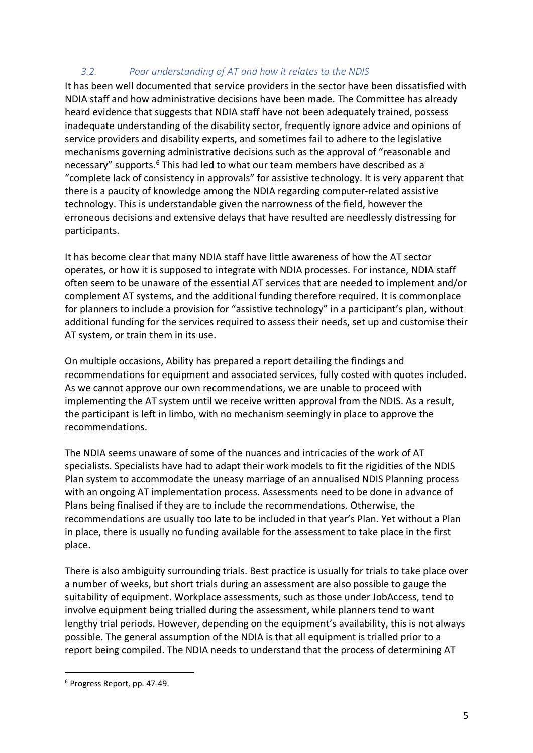### *3.2. Poor understanding of AT and how it relates to the NDIS*

It has been well documented that service providers in the sector have been dissatisfied with NDIA staff and how administrative decisions have been made. The Committee has already heard evidence that suggests that NDIA staff have not been adequately trained, possess inadequate understanding of the disability sector, frequently ignore advice and opinions of service providers and disability experts, and sometimes fail to adhere to the legislative mechanisms governing administrative decisions such as the approval of "reasonable and necessary" supports.[6] This had led to what our team members have described as a "complete lack of consistency in approvals" for assistive technology. It is very apparent that there is a paucity of knowledge among the NDIA regarding computer-related assistive technology. This is understandable given the narrowness of the field, however the erroneous decisions and extensive delays that have resulted are needlessly distressing for participants.

It has become clear that many NDIA staff have little awareness of how the AT sector operates, or how it is supposed to integrate with NDIA processes. For instance, NDIA staff often seem to be unaware of the essential AT services that are needed to implement and/or complement AT systems, and the additional funding therefore required. It is commonplace for planners to include a provision for "assistive technology" in a participant's plan, without additional funding for the services required to assess their needs, set up and customise their AT system, or train them in its use.

On multiple occasions, Ability has prepared a report detailing the findings and recommendations for equipment and associated services, fully costed with quotes included. As we cannot approve our own recommendations, we are unable to proceed with implementing the AT system until we receive written approval from the NDIS. As a result, the participant is left in limbo, with no mechanism seemingly in place to approve the recommendations.

The NDIA seems unaware of some of the nuances and intricacies of the work of AT specialists. Specialists have had to adapt their work models to fit the rigidities of the NDIS Plan system to accommodate the uneasy marriage of an annualised NDIS Planning process with an ongoing AT implementation process. Assessments need to be done in advance of Plans being finalised if they are to include the recommendations. Otherwise, the recommendations are usually too late to be included in that year's Plan. Yet without a Plan in place, there is usually no funding available for the assessment to take place in the first place.

There is also ambiguity surrounding trials. Best practice is usually for trials to take place over a number of weeks, but short trials during an assessment are also possible to gauge the suitability of equipment. Workplace assessments, such as those under JobAccess, tend to involve equipment being trialled during the assessment, while planners tend to want lengthy trial periods. However, depending on the equipment's availability, this is not always possible. The general assumption of the NDIA is that all equipment is trialled prior to a report being compiled. The NDIA needs to understand that the process of determining AT

---

[6] Progress Report, pp. 47-49.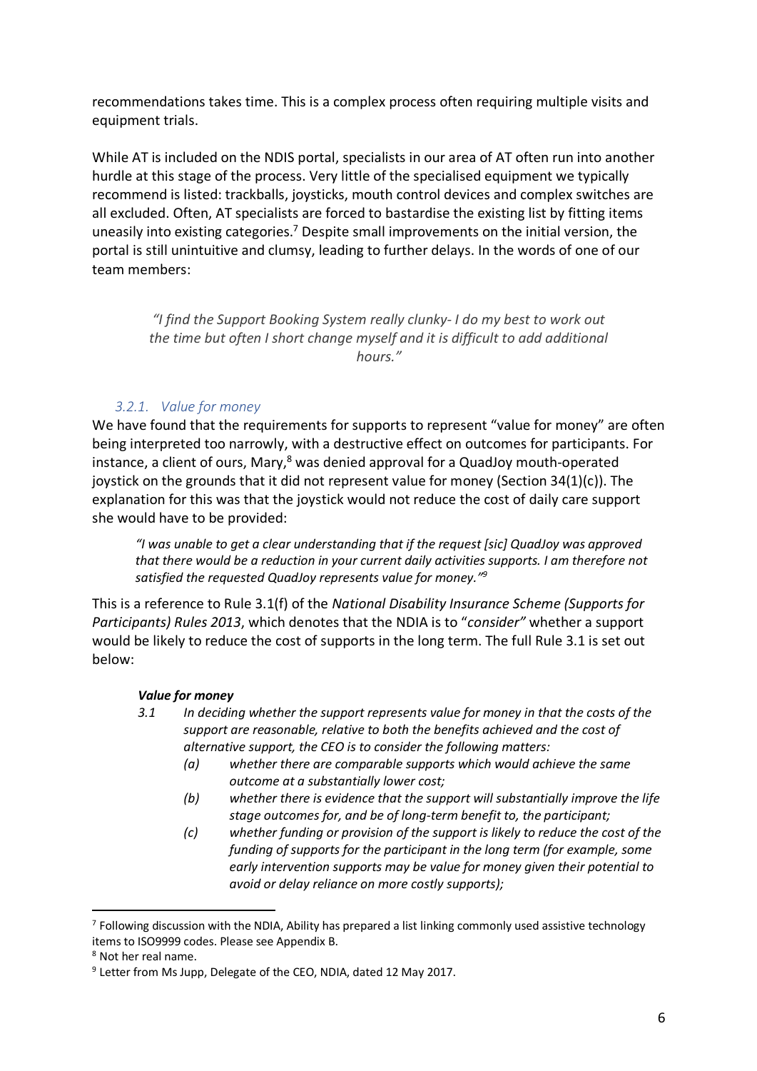recommendations takes time. This is a complex process often requiring multiple visits and equipment trials.

While AT is included on the NDIS portal, specialists in our area of AT often run into another hurdle at this stage of the process. Very little of the specialised equipment we typically recommend is listed: trackballs, joysticks, mouth control devices and complex switches are all excluded. Often, AT specialists are forced to bastardise the existing list by fitting items uneasily into existing categories.[7] Despite small improvements on the initial version, the portal is still unintuitive and clumsy, leading to further delays. In the words of one of our team members:

> *"I find the Support Booking System really clunky- I do my best to work out the time but often I short change myself and it is difficult to add additional hours."*

### *3.2.1. Value for money*

We have found that the requirements for supports to represent "value for money" are often being interpreted too narrowly, with a destructive effect on outcomes for participants. For instance, a client of ours, Mary,[8] was denied approval for a QuadJoy mouth-operated joystick on the grounds that it did not represent value for money (Section 34(1)(c)). The explanation for this was that the joystick would not reduce the cost of daily care support she would have to be provided:

> *"I was unable to get a clear understanding that if the request [sic] QuadJoy was approved that there would be a reduction in your current daily activities supports. I am therefore not satisfied the requested QuadJoy represents value for money."*[9]

This is a reference to Rule 3.1(f) of the *National Disability Insurance Scheme (Supports for Participants) Rules 2013*, which denotes that the NDIA is to "*consider"* whether a support would be likely to reduce the cost of supports in the long term. The full Rule 3.1 is set out below:

> ***Value for money***
>
> *3.1 In deciding whether the support represents value for money in that the costs of the support are reasonable, relative to both the benefits achieved and the cost of alternative support, the CEO is to consider the following matters:*
>
> *(a) whether there are comparable supports which would achieve the same outcome at a substantially lower cost;*
>
> *(b) whether there is evidence that the support will substantially improve the life stage outcomes for, and be of long-term benefit to, the participant;*
>
> *(c) whether funding or provision of the support is likely to reduce the cost of the funding of supports for the participant in the long term (for example, some early intervention supports may be value for money given their potential to avoid or delay reliance on more costly supports);*

---

[7] Following discussion with the NDIA, Ability has prepared a list linking commonly used assistive technology items to ISO9999 codes. Please see Appendix B.

[8] Not her real name.

[9] Letter from Ms Jupp, Delegate of the CEO, NDIA, dated 12 May 2017.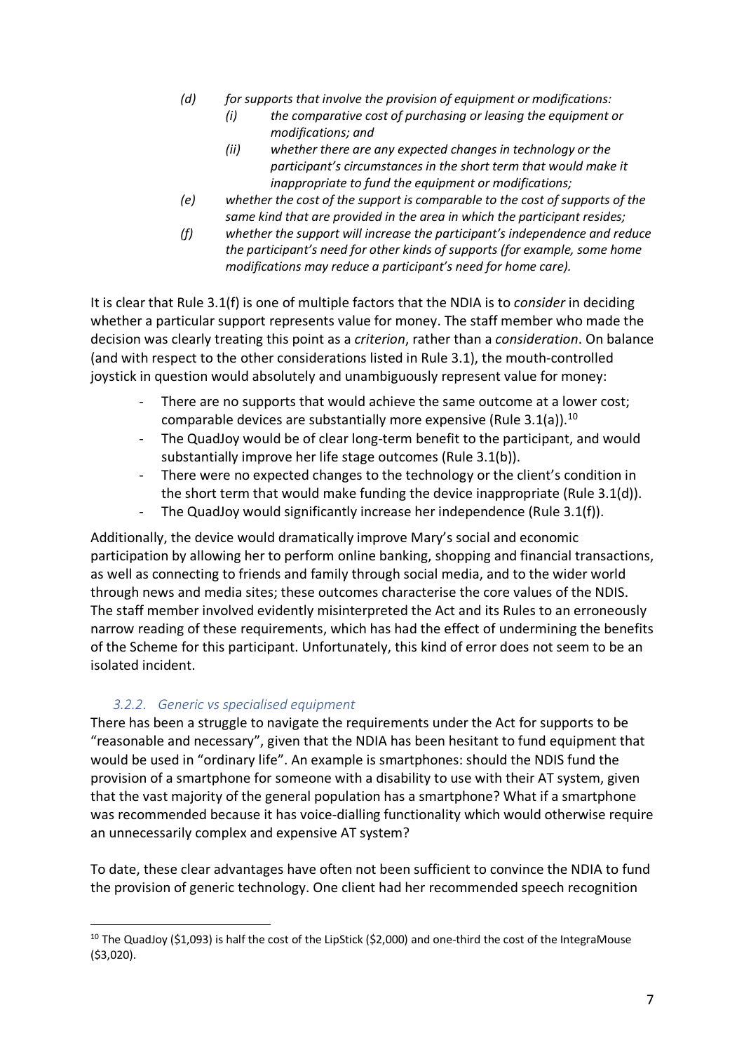*(d) for supports that involve the provision of equipment or modifications:*

*(i) the comparative cost of purchasing or leasing the equipment or modifications; and*

*(ii) whether there are any expected changes in technology or the participant's circumstances in the short term that would make it inappropriate to fund the equipment or modifications;*

*(e) whether the cost of the support is comparable to the cost of supports of the same kind that are provided in the area in which the participant resides;*

*(f) whether the support will increase the participant's independence and reduce the participant's need for other kinds of supports (for example, some home modifications may reduce a participant's need for home care).*

It is clear that Rule 3.1(f) is one of multiple factors that the NDIA is to *consider* in deciding whether a particular support represents value for money. The staff member who made the decision was clearly treating this point as a *criterion*, rather than a *consideration*. On balance (and with respect to the other considerations listed in Rule 3.1), the mouth-controlled joystick in question would absolutely and unambiguously represent value for money:

- There are no supports that would achieve the same outcome at a lower cost; comparable devices are substantially more expensive (Rule 3.1(a)).[10]
- The QuadJoy would be of clear long-term benefit to the participant, and would substantially improve her life stage outcomes (Rule 3.1(b)).
- There were no expected changes to the technology or the client's condition in the short term that would make funding the device inappropriate (Rule 3.1(d)).
- The QuadJoy would significantly increase her independence (Rule 3.1(f)).

Additionally, the device would dramatically improve Mary's social and economic participation by allowing her to perform online banking, shopping and financial transactions, as well as connecting to friends and family through social media, and to the wider world through news and media sites; these outcomes characterise the core values of the NDIS. The staff member involved evidently misinterpreted the Act and its Rules to an erroneously narrow reading of these requirements, which has had the effect of undermining the benefits of the Scheme for this participant. Unfortunately, this kind of error does not seem to be an isolated incident.

### *3.2.2. Generic vs specialised equipment*

There has been a struggle to navigate the requirements under the Act for supports to be "reasonable and necessary", given that the NDIA has been hesitant to fund equipment that would be used in "ordinary life". An example is smartphones: should the NDIS fund the provision of a smartphone for someone with a disability to use with their AT system, given that the vast majority of the general population has a smartphone? What if a smartphone was recommended because it has voice-dialling functionality which would otherwise require an unnecessarily complex and expensive AT system?

To date, these clear advantages have often not been sufficient to convince the NDIA to fund the provision of generic technology. One client had her recommended speech recognition

---

[10] The QuadJoy ($1,093) is half the cost of the LipStick ($2,000) and one-third the cost of the IntegraMouse ($3,020).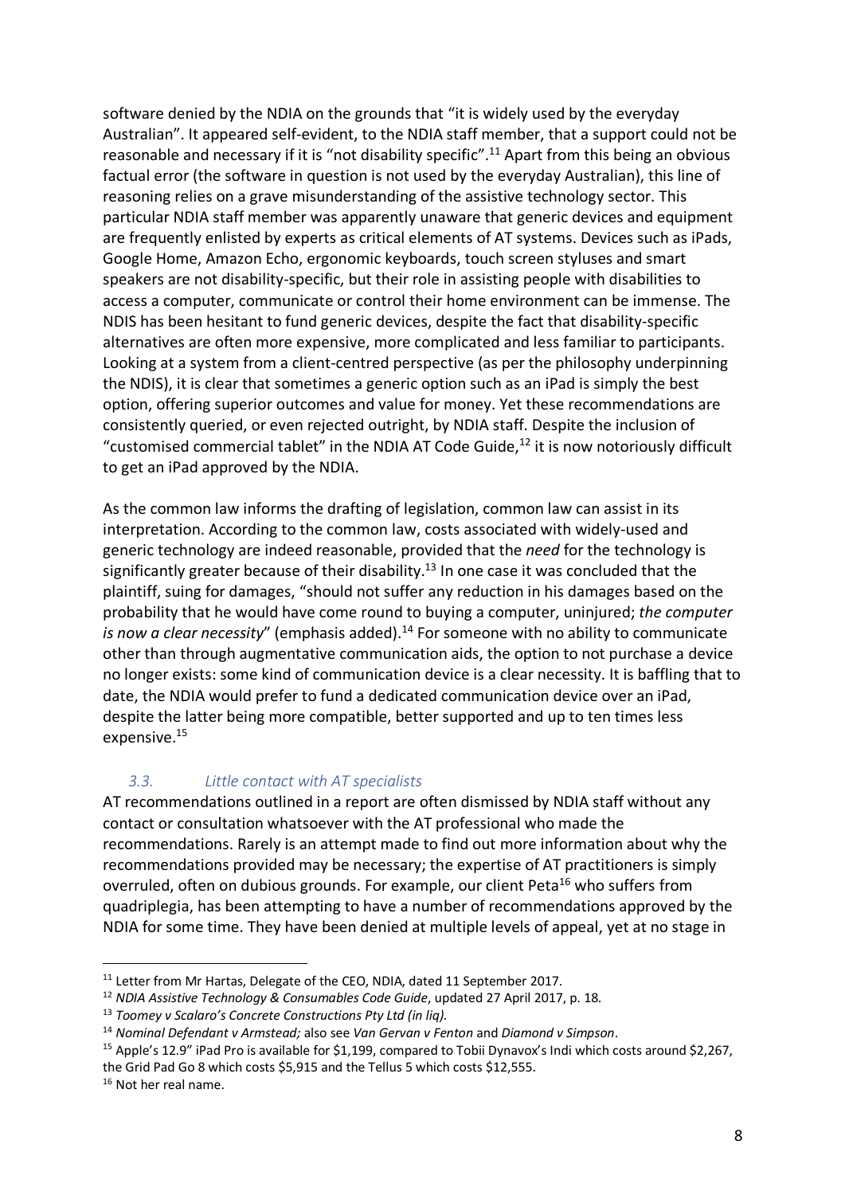software denied by the NDIA on the grounds that "it is widely used by the everyday Australian". It appeared self-evident, to the NDIA staff member, that a support could not be reasonable and necessary if it is "not disability specific".[11] Apart from this being an obvious factual error (the software in question is not used by the everyday Australian), this line of reasoning relies on a grave misunderstanding of the assistive technology sector. This particular NDIA staff member was apparently unaware that generic devices and equipment are frequently enlisted by experts as critical elements of AT systems. Devices such as iPads, Google Home, Amazon Echo, ergonomic keyboards, touch screen styluses and smart speakers are not disability-specific, but their role in assisting people with disabilities to access a computer, communicate or control their home environment can be immense. The NDIS has been hesitant to fund generic devices, despite the fact that disability-specific alternatives are often more expensive, more complicated and less familiar to participants. Looking at a system from a client-centred perspective (as per the philosophy underpinning the NDIS), it is clear that sometimes a generic option such as an iPad is simply the best option, offering superior outcomes and value for money. Yet these recommendations are consistently queried, or even rejected outright, by NDIA staff. Despite the inclusion of "customised commercial tablet" in the NDIA AT Code Guide,[12] it is now notoriously difficult to get an iPad approved by the NDIA.

As the common law informs the drafting of legislation, common law can assist in its interpretation. According to the common law, costs associated with widely-used and generic technology are indeed reasonable, provided that the *need* for the technology is significantly greater because of their disability.[13] In one case it was concluded that the plaintiff, suing for damages, "should not suffer any reduction in his damages based on the probability that he would have come round to buying a computer, uninjured; *the computer is now a clear necessity*" (emphasis added).[14] For someone with no ability to communicate other than through augmentative communication aids, the option to not purchase a device no longer exists: some kind of communication device is a clear necessity. It is baffling that to date, the NDIA would prefer to fund a dedicated communication device over an iPad, despite the latter being more compatible, better supported and up to ten times less expensive.[15]

### *3.3. Little contact with AT specialists*

AT recommendations outlined in a report are often dismissed by NDIA staff without any contact or consultation whatsoever with the AT professional who made the recommendations. Rarely is an attempt made to find out more information about why the recommendations provided may be necessary; the expertise of AT practitioners is simply overruled, often on dubious grounds. For example, our client Peta[16] who suffers from quadriplegia, has been attempting to have a number of recommendations approved by the NDIA for some time. They have been denied at multiple levels of appeal, yet at no stage in

---

[11] Letter from Mr Hartas, Delegate of the CEO, NDIA, dated 11 September 2017.

[12] *NDIA Assistive Technology & Consumables Code Guide*, updated 27 April 2017, p. 18.

[13] *Toomey v Scalaro's Concrete Constructions Pty Ltd (in liq).*

[14] *Nominal Defendant v Armstead;* also see *Van Gervan v Fenton* and *Diamond v Simpson*.

[15] Apple's 12.9" iPad Pro is available for $1,199, compared to Tobii Dynavox's Indi which costs around $2,267, the Grid Pad Go 8 which costs $5,915 and the Tellus 5 which costs $12,555.

[16] Not her real name.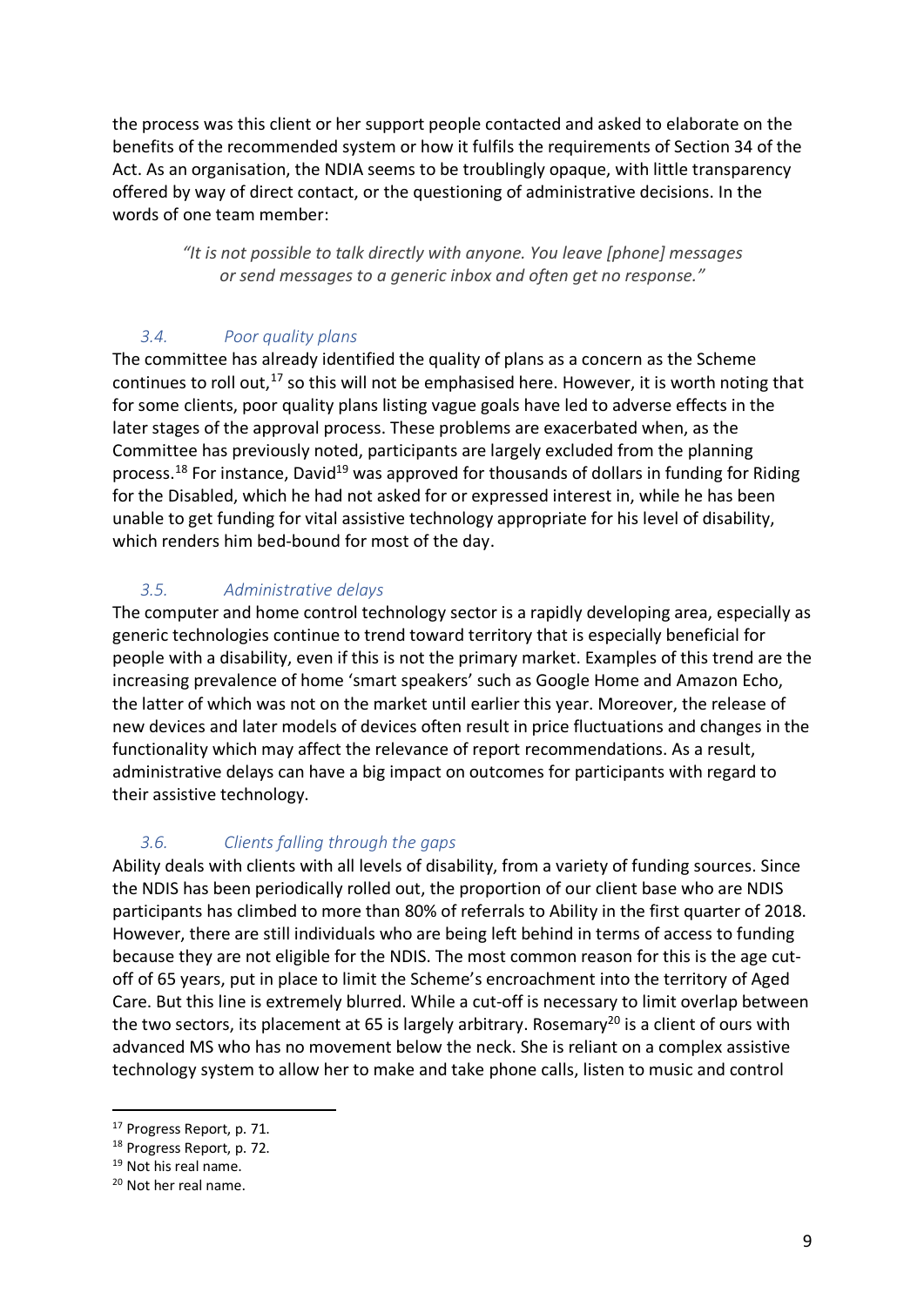the process was this client or her support people contacted and asked to elaborate on the benefits of the recommended system or how it fulfils the requirements of Section 34 of the Act. As an organisation, the NDIA seems to be troublingly opaque, with little transparency offered by way of direct contact, or the questioning of administrative decisions. In the words of one team member:

> *"It is not possible to talk directly with anyone. You leave [phone] messages or send messages to a generic inbox and often get no response."*

### *3.4. Poor quality plans*

The committee has already identified the quality of plans as a concern as the Scheme continues to roll out,[17] so this will not be emphasised here. However, it is worth noting that for some clients, poor quality plans listing vague goals have led to adverse effects in the later stages of the approval process. These problems are exacerbated when, as the Committee has previously noted, participants are largely excluded from the planning process.[18] For instance, David[19] was approved for thousands of dollars in funding for Riding for the Disabled, which he had not asked for or expressed interest in, while he has been unable to get funding for vital assistive technology appropriate for his level of disability, which renders him bed-bound for most of the day.

### *3.5. Administrative delays*

The computer and home control technology sector is a rapidly developing area, especially as generic technologies continue to trend toward territory that is especially beneficial for people with a disability, even if this is not the primary market. Examples of this trend are the increasing prevalence of home 'smart speakers' such as Google Home and Amazon Echo, the latter of which was not on the market until earlier this year. Moreover, the release of new devices and later models of devices often result in price fluctuations and changes in the functionality which may affect the relevance of report recommendations. As a result, administrative delays can have a big impact on outcomes for participants with regard to their assistive technology.

### *3.6. Clients falling through the gaps*

Ability deals with clients with all levels of disability, from a variety of funding sources. Since the NDIS has been periodically rolled out, the proportion of our client base who are NDIS participants has climbed to more than 80% of referrals to Ability in the first quarter of 2018. However, there are still individuals who are being left behind in terms of access to funding because they are not eligible for the NDIS. The most common reason for this is the age cut-off of 65 years, put in place to limit the Scheme's encroachment into the territory of Aged Care. But this line is extremely blurred. While a cut-off is necessary to limit overlap between the two sectors, its placement at 65 is largely arbitrary. Rosemary[20] is a client of ours with advanced MS who has no movement below the neck. She is reliant on a complex assistive technology system to allow her to make and take phone calls, listen to music and control

---

[17] Progress Report, p. 71.

[18] Progress Report, p. 72.

[19] Not his real name.

[20] Not her real name.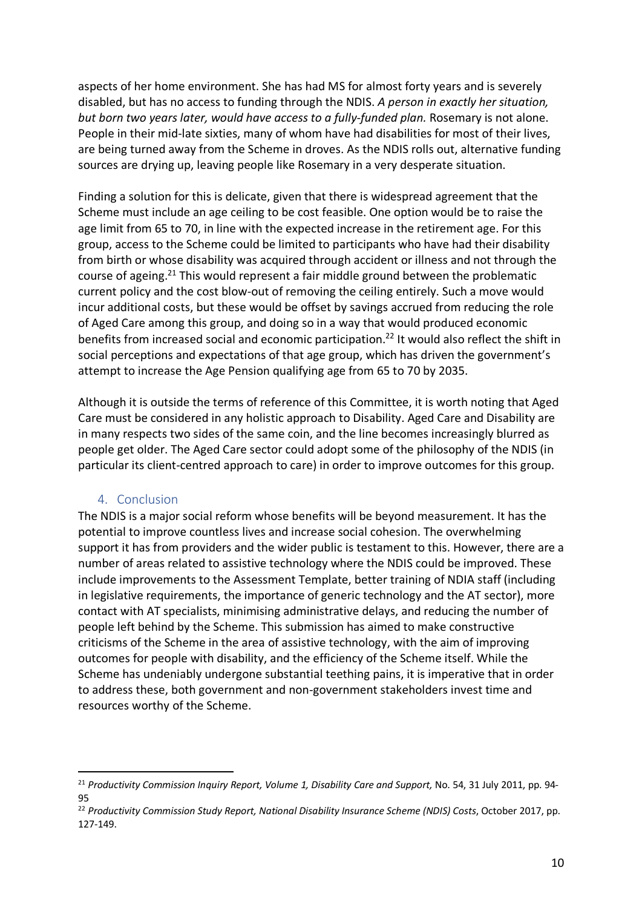aspects of her home environment. She has had MS for almost forty years and is severely disabled, but has no access to funding through the NDIS. *A person in exactly her situation, but born two years later, would have access to a fully-funded plan.* Rosemary is not alone. People in their mid-late sixties, many of whom have had disabilities for most of their lives, are being turned away from the Scheme in droves. As the NDIS rolls out, alternative funding sources are drying up, leaving people like Rosemary in a very desperate situation.

Finding a solution for this is delicate, given that there is widespread agreement that the Scheme must include an age ceiling to be cost feasible. One option would be to raise the age limit from 65 to 70, in line with the expected increase in the retirement age. For this group, access to the Scheme could be limited to participants who have had their disability from birth or whose disability was acquired through accident or illness and not through the course of ageing.[21] This would represent a fair middle ground between the problematic current policy and the cost blow-out of removing the ceiling entirely. Such a move would incur additional costs, but these would be offset by savings accrued from reducing the role of Aged Care among this group, and doing so in a way that would produced economic benefits from increased social and economic participation.[22] It would also reflect the shift in social perceptions and expectations of that age group, which has driven the government's attempt to increase the Age Pension qualifying age from 65 to 70 by 2035.

Although it is outside the terms of reference of this Committee, it is worth noting that Aged Care must be considered in any holistic approach to Disability. Aged Care and Disability are in many respects two sides of the same coin, and the line becomes increasingly blurred as people get older. The Aged Care sector could adopt some of the philosophy of the NDIS (in particular its client-centred approach to care) in order to improve outcomes for this group.

## 4. Conclusion

The NDIS is a major social reform whose benefits will be beyond measurement. It has the potential to improve countless lives and increase social cohesion. The overwhelming support it has from providers and the wider public is testament to this. However, there are a number of areas related to assistive technology where the NDIS could be improved. These include improvements to the Assessment Template, better training of NDIA staff (including in legislative requirements, the importance of generic technology and the AT sector), more contact with AT specialists, minimising administrative delays, and reducing the number of people left behind by the Scheme. This submission has aimed to make constructive criticisms of the Scheme in the area of assistive technology, with the aim of improving outcomes for people with disability, and the efficiency of the Scheme itself. While the Scheme has undeniably undergone substantial teething pains, it is imperative that in order to address these, both government and non-government stakeholders invest time and resources worthy of the Scheme.

---

[21] *Productivity Commission Inquiry Report, Volume 1, Disability Care and Support,* No. 54, 31 July 2011, pp. 94-95

[22] *Productivity Commission Study Report, National Disability Insurance Scheme (NDIS) Costs*, October 2017, pp. 127-149.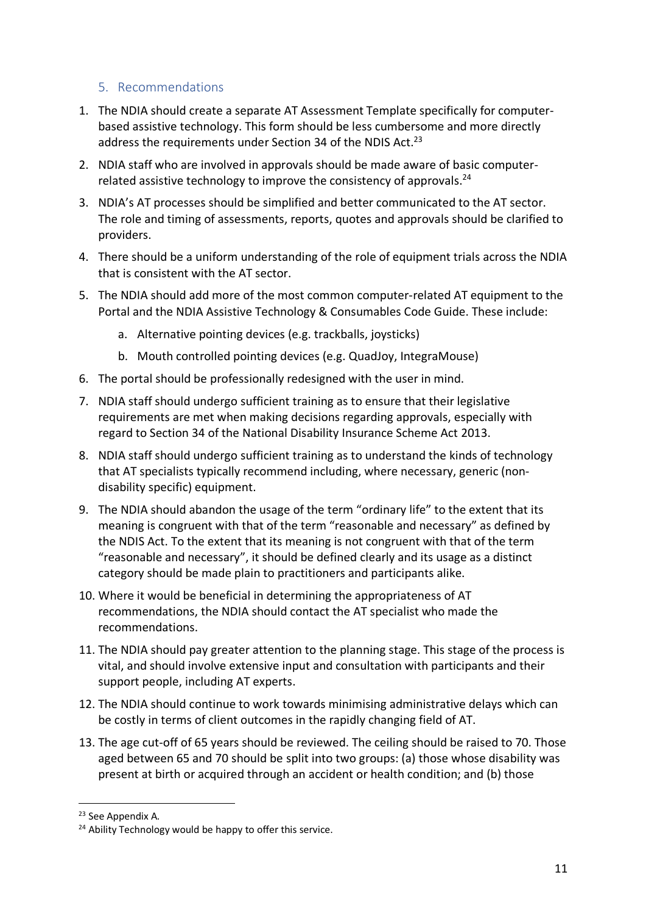## 5. Recommendations

1. The NDIA should create a separate AT Assessment Template specifically for computer-based assistive technology. This form should be less cumbersome and more directly address the requirements under Section 34 of the NDIS Act.[23]
2. NDIA staff who are involved in approvals should be made aware of basic computer-related assistive technology to improve the consistency of approvals.[24]
3. NDIA's AT processes should be simplified and better communicated to the AT sector. The role and timing of assessments, reports, quotes and approvals should be clarified to providers.
4. There should be a uniform understanding of the role of equipment trials across the NDIA that is consistent with the AT sector.
5. The NDIA should add more of the most common computer-related AT equipment to the Portal and the NDIA Assistive Technology & Consumables Code Guide. These include:
    a. Alternative pointing devices (e.g. trackballs, joysticks)
    b. Mouth controlled pointing devices (e.g. QuadJoy, IntegraMouse)
6. The portal should be professionally redesigned with the user in mind.
7. NDIA staff should undergo sufficient training as to ensure that their legislative requirements are met when making decisions regarding approvals, especially with regard to Section 34 of the National Disability Insurance Scheme Act 2013.
8. NDIA staff should undergo sufficient training as to understand the kinds of technology that AT specialists typically recommend including, where necessary, generic (non-disability specific) equipment.
9. The NDIA should abandon the usage of the term "ordinary life" to the extent that its meaning is congruent with that of the term "reasonable and necessary" as defined by the NDIS Act. To the extent that its meaning is not congruent with that of the term "reasonable and necessary", it should be defined clearly and its usage as a distinct category should be made plain to practitioners and participants alike.
10. Where it would be beneficial in determining the appropriateness of AT recommendations, the NDIA should contact the AT specialist who made the recommendations.
11. The NDIA should pay greater attention to the planning stage. This stage of the process is vital, and should involve extensive input and consultation with participants and their support people, including AT experts.
12. The NDIA should continue to work towards minimising administrative delays which can be costly in terms of client outcomes in the rapidly changing field of AT.
13. The age cut-off of 65 years should be reviewed. The ceiling should be raised to 70. Those aged between 65 and 70 should be split into two groups: (a) those whose disability was present at birth or acquired through an accident or health condition; and (b) those

---

[23] See Appendix A.

[24] Ability Technology would be happy to offer this service.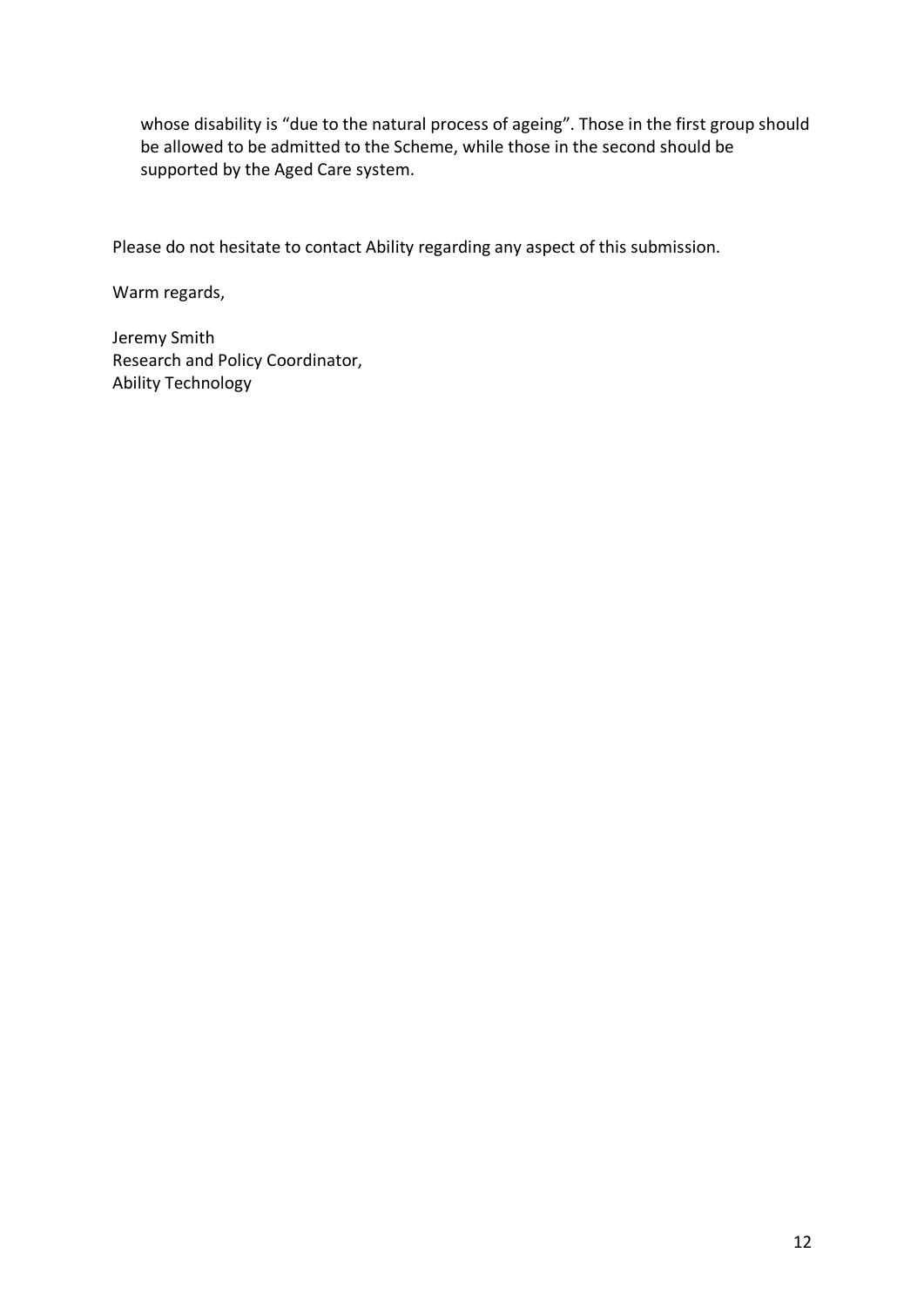whose disability is "due to the natural process of ageing". Those in the first group should be allowed to be admitted to the Scheme, while those in the second should be supported by the Aged Care system.

Please do not hesitate to contact Ability regarding any aspect of this submission.

Warm regards,

Jeremy Smith
Research and Policy Coordinator,
Ability Technology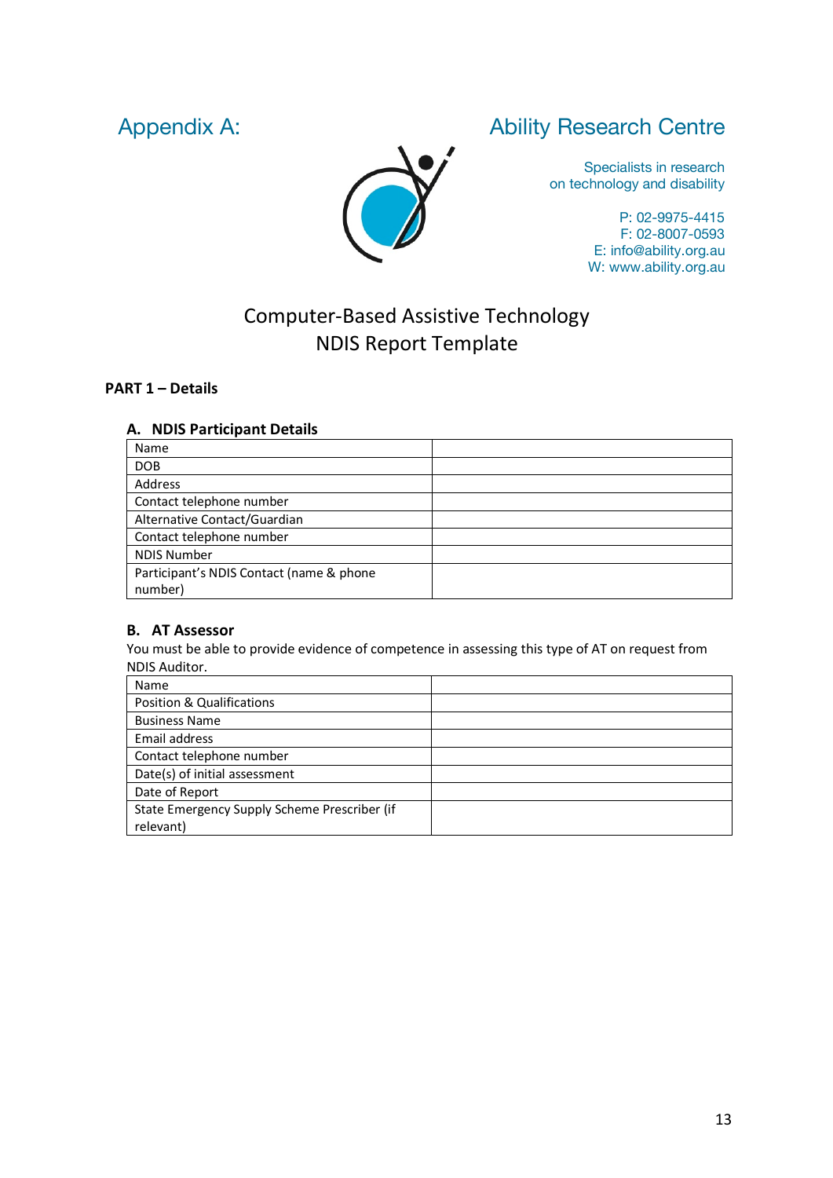# Appendix A:

## Ability Research Centre

Specialists in research
on technology and disability

P: 02-9975-4415
F: 02-8007-0593
E: info@ability.org.au
W: www.ability.org.au

# Computer-Based Assistive Technology NDIS Report Template

**PART 1 – Details**

### A. NDIS Participant Details

| | |
|---|---|
| Name | |
| DOB | |
| Address | |
| Contact telephone number | |
| Alternative Contact/Guardian | |
| Contact telephone number | |
| NDIS Number | |
| Participant's NDIS Contact (name & phone number) | |

### B. AT Assessor

You must be able to provide evidence of competence in assessing this type of AT on request from NDIS Auditor.

| | |
|---|---|
| Name | |
| Position & Qualifications | |
| Business Name | |
| Email address | |
| Contact telephone number | |
| Date(s) of initial assessment | |
| Date of Report | |
| State Emergency Supply Scheme Prescriber (if relevant) | |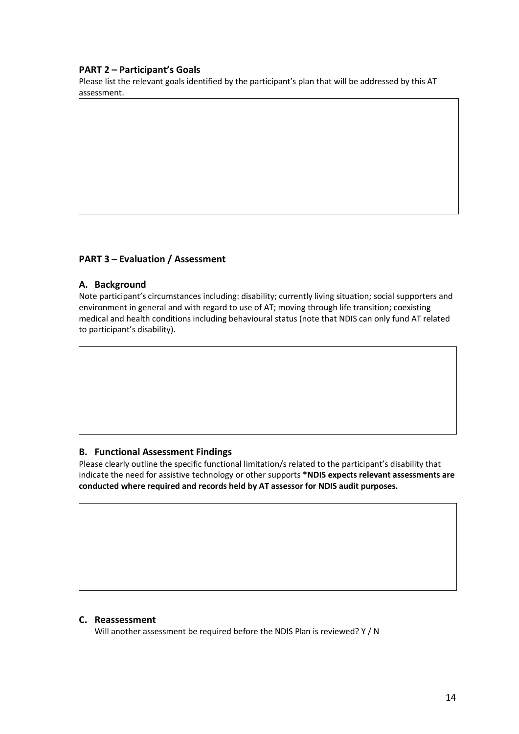## PART 2 – Participant's Goals

Please list the relevant goals identified by the participant's plan that will be addressed by this AT assessment.

## PART 3 – Evaluation / Assessment

### A. Background

Note participant's circumstances including: disability; currently living situation; social supporters and environment in general and with regard to use of AT; moving through life transition; coexisting medical and health conditions including behavioural status (note that NDIS can only fund AT related to participant's disability).

### B. Functional Assessment Findings

Please clearly outline the specific functional limitation/s related to the participant's disability that indicate the need for assistive technology or other supports **\*NDIS expects relevant assessments are conducted where required and records held by AT assessor for NDIS audit purposes.**

### C. Reassessment

Will another assessment be required before the NDIS Plan is reviewed? Y / N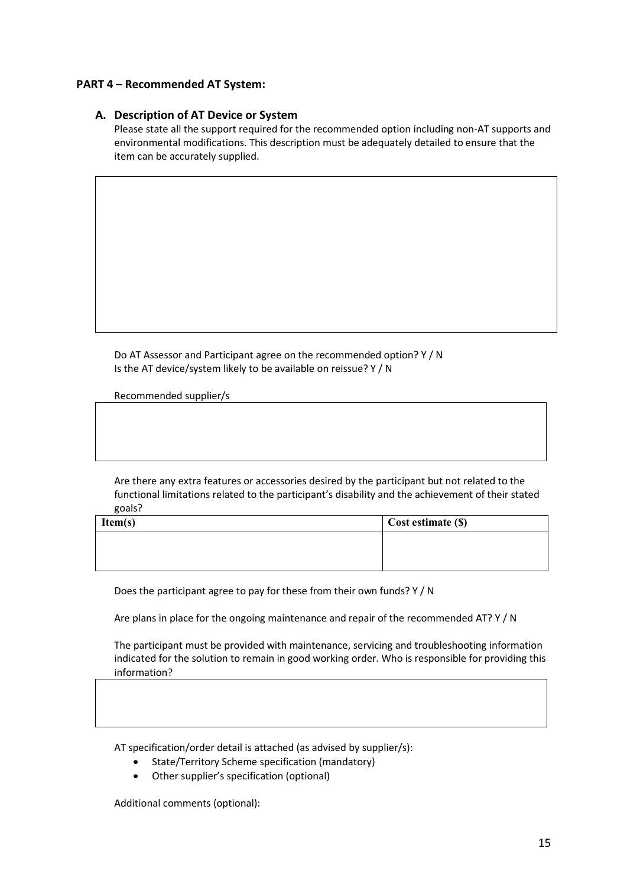## PART 4 – Recommended AT System:

### A. Description of AT Device or System

Please state all the support required for the recommended option including non-AT supports and environmental modifications. This description must be adequately detailed to ensure that the item can be accurately supplied.

| |
|---|
| |

Do AT Assessor and Participant agree on the recommended option? Y / N

Is the AT device/system likely to be available on reissue? Y / N

Recommended supplier/s

| |
|---|
| |

Are there any extra features or accessories desired by the participant but not related to the functional limitations related to the participant's disability and the achievement of their stated goals?

| Item(s) | Cost estimate ($) |
|---|---|
| | |

Does the participant agree to pay for these from their own funds? Y / N

Are plans in place for the ongoing maintenance and repair of the recommended AT? Y / N

The participant must be provided with maintenance, servicing and troubleshooting information indicated for the solution to remain in good working order. Who is responsible for providing this information?

| |
|---|
| |

AT specification/order detail is attached (as advised by supplier/s):

- State/Territory Scheme specification (mandatory)
- Other supplier's specification (optional)

Additional comments (optional):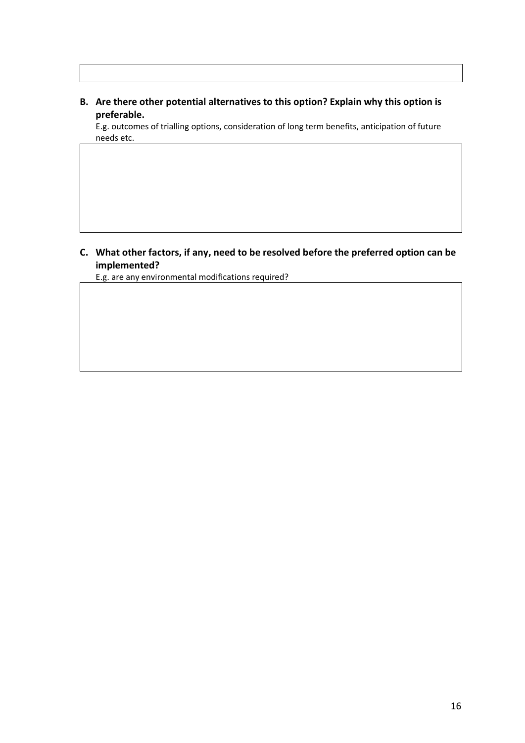**B. Are there other potential alternatives to this option? Explain why this option is preferable.**

E.g. outcomes of trialling options, consideration of long term benefits, anticipation of future needs etc.

**C. What other factors, if any, need to be resolved before the preferred option can be implemented?**

E.g. are any environmental modifications required?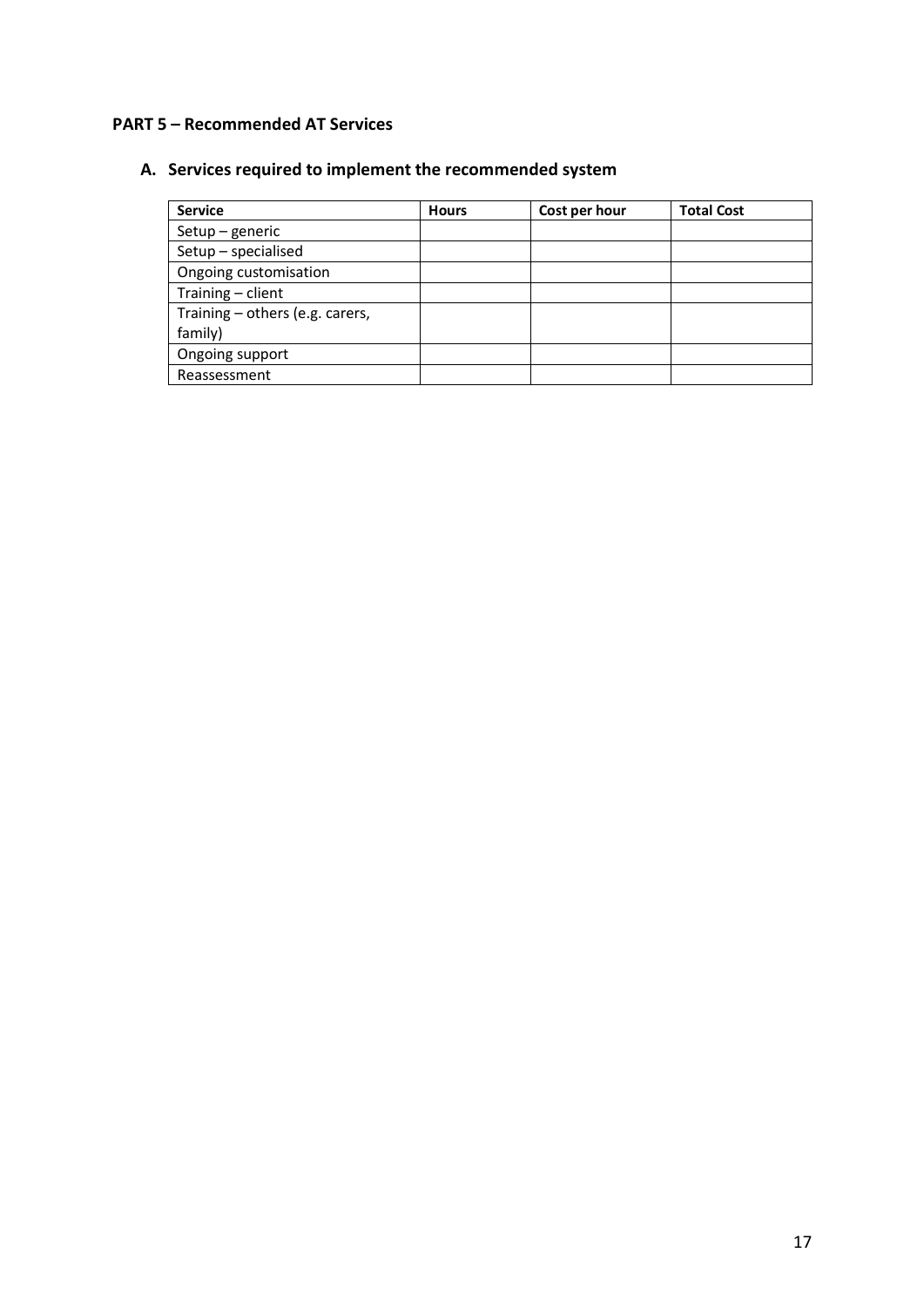## PART 5 – Recommended AT Services

### A. Services required to implement the recommended system

| Service | Hours | Cost per hour | Total Cost |
|---|---|---|---|
| Setup – generic | | | |
| Setup – specialised | | | |
| Ongoing customisation | | | |
| Training – client | | | |
| Training – others (e.g. carers, family) | | | |
| Ongoing support | | | |
| Reassessment | | | |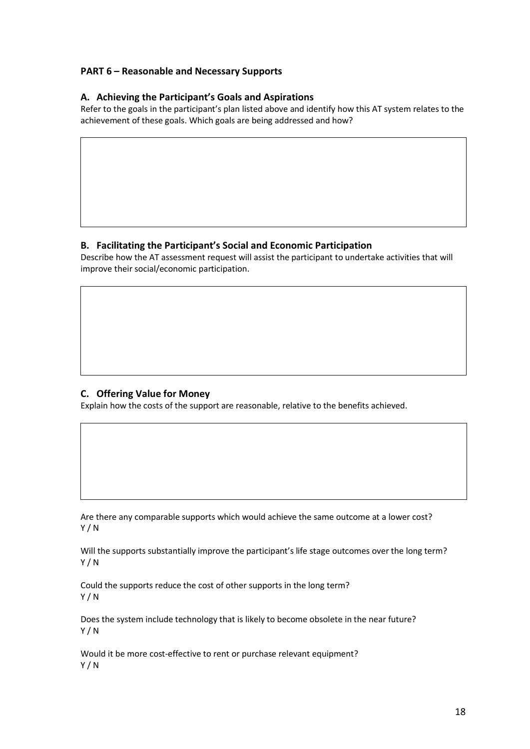**PART 6 – Reasonable and Necessary Supports**

### A. Achieving the Participant's Goals and Aspirations

Refer to the goals in the participant's plan listed above and identify how this AT system relates to the achievement of these goals. Which goals are being addressed and how?

### B. Facilitating the Participant's Social and Economic Participation

Describe how the AT assessment request will assist the participant to undertake activities that will improve their social/economic participation.

### C. Offering Value for Money

Explain how the costs of the support are reasonable, relative to the benefits achieved.

Are there any comparable supports which would achieve the same outcome at a lower cost?
Y / N

Will the supports substantially improve the participant's life stage outcomes over the long term?
Y / N

Could the supports reduce the cost of other supports in the long term?
Y / N

Does the system include technology that is likely to become obsolete in the near future?
Y / N

Would it be more cost-effective to rent or purchase relevant equipment?
Y / N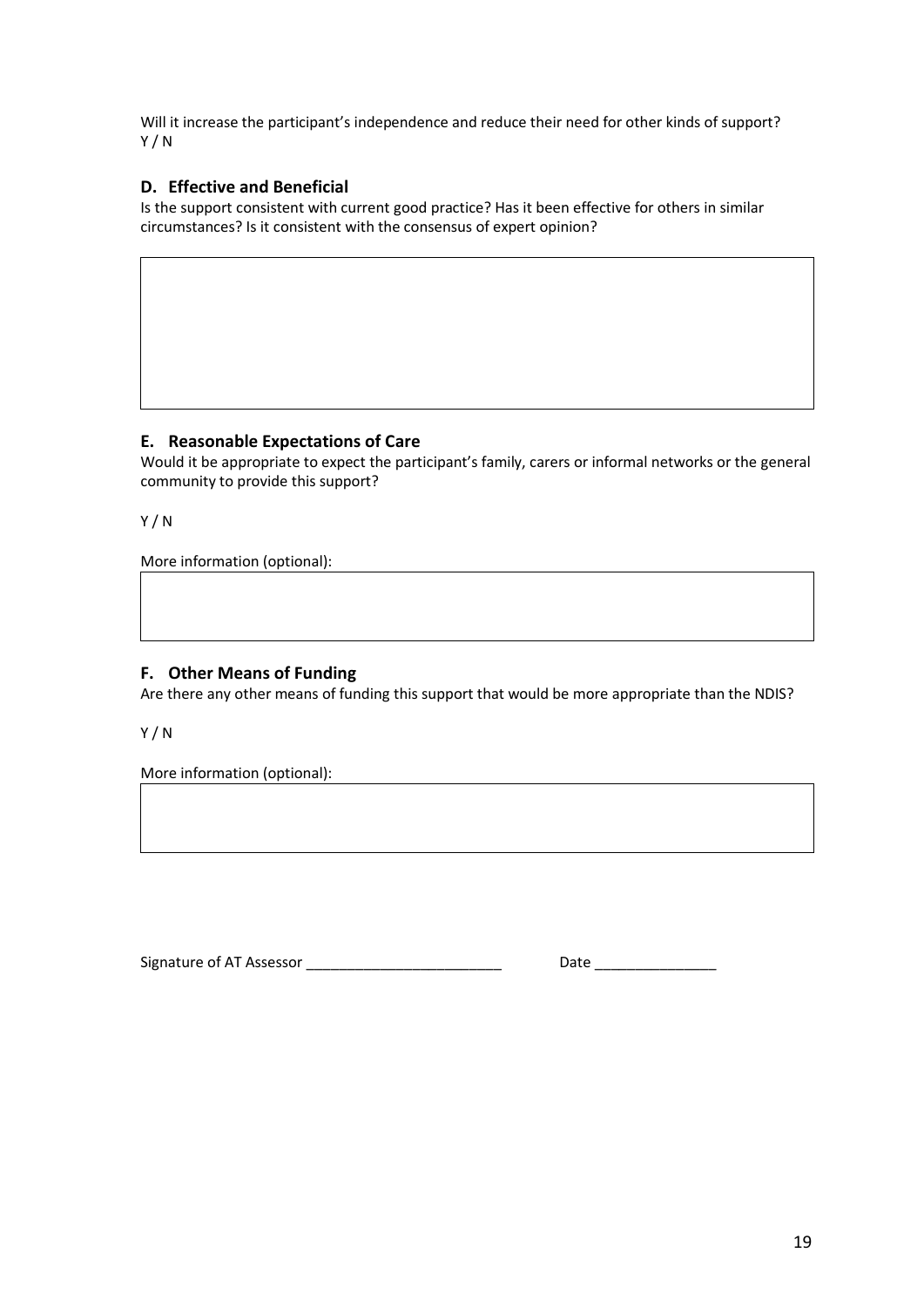Will it increase the participant's independence and reduce their need for other kinds of support?
Y / N

### D. Effective and Beneficial

Is the support consistent with current good practice? Has it been effective for others in similar circumstances? Is it consistent with the consensus of expert opinion?

|   |
|---|
|   |

### E. Reasonable Expectations of Care

Would it be appropriate to expect the participant's family, carers or informal networks or the general community to provide this support?

Y / N

More information (optional):

|   |
|---|
|   |

### F. Other Means of Funding

Are there any other means of funding this support that would be more appropriate than the NDIS?

Y / N

More information (optional):

|   |
|---|
|   |

Signature of AT Assessor ________________________ Date _______________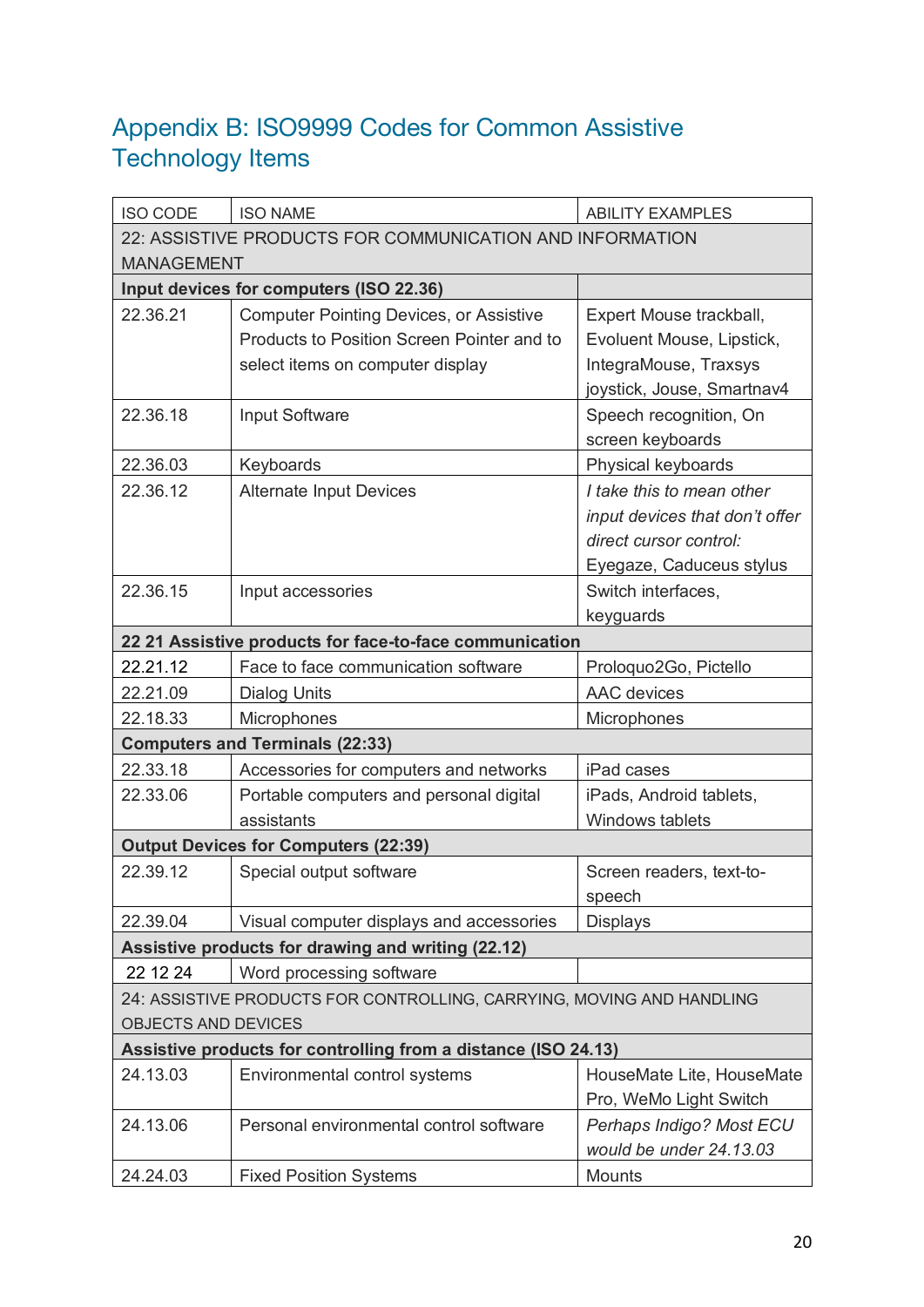## Appendix B: ISO9999 Codes for Common Assistive Technology Items

| ISO CODE | ISO NAME | ABILITY EXAMPLES |
|---|---|---|
| 22: ASSISTIVE PRODUCTS FOR COMMUNICATION AND INFORMATION MANAGEMENT | | |
| **Input devices for computers (ISO 22.36)** | | |
| 22.36.21 | Computer Pointing Devices, or Assistive Products to Position Screen Pointer and to select items on computer display | Expert Mouse trackball, Evoluent Mouse, Lipstick, IntegraMouse, Traxsys joystick, Jouse, Smartnav4 |
| 22.36.18 | Input Software | Speech recognition, On screen keyboards |
| 22.36.03 | Keyboards | Physical keyboards |
| 22.36.12 | Alternate Input Devices | *I take this to mean other input devices that don't offer direct cursor control:* Eyegaze, Caduceus stylus |
| 22.36.15 | Input accessories | Switch interfaces, keyguards |
| **22 21 Assistive products for face-to-face communication** | | |
| 22.21.12 | Face to face communication software | Proloquo2Go, Pictello |
| 22.21.09 | Dialog Units | AAC devices |
| 22.18.33 | Microphones | Microphones |
| **Computers and Terminals (22:33)** | | |
| 22.33.18 | Accessories for computers and networks | iPad cases |
| 22.33.06 | Portable computers and personal digital assistants | iPads, Android tablets, Windows tablets |
| **Output Devices for Computers (22:39)** | | |
| 22.39.12 | Special output software | Screen readers, text-to-speech |
| 22.39.04 | Visual computer displays and accessories | Displays |
| **Assistive products for drawing and writing (22.12)** | | |
| 22 12 24 | Word processing software | |
| 24: ASSISTIVE PRODUCTS FOR CONTROLLING, CARRYING, MOVING AND HANDLING OBJECTS AND DEVICES | | |
| **Assistive products for controlling from a distance (ISO 24.13)** | | |
| 24.13.03 | Environmental control systems | HouseMate Lite, HouseMate Pro, WeMo Light Switch |
| 24.13.06 | Personal environmental control software | *Perhaps Indigo? Most ECU would be under 24.13.03* |
| 24.24.03 | Fixed Position Systems | Mounts |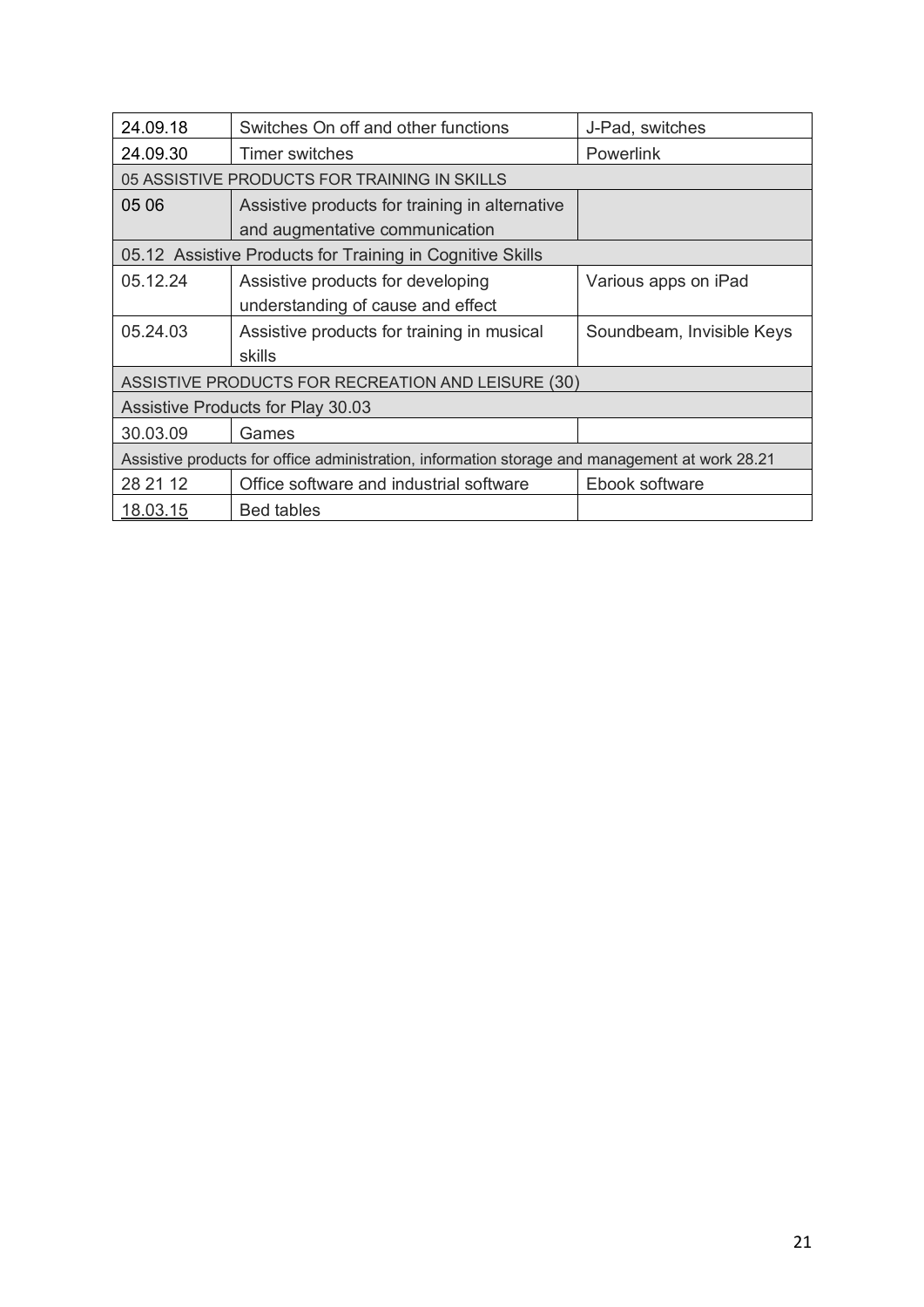| | | |
|---|---|---|
| 24.09.18 | Switches On off and other functions | J-Pad, switches |
| 24.09.30 | Timer switches | Powerlink |
| 05 ASSISTIVE PRODUCTS FOR TRAINING IN SKILLS | | |
| 05 06 | Assistive products for training in alternative and augmentative communication | |
| 05.12 Assistive Products for Training in Cognitive Skills | | |
| 05.12.24 | Assistive products for developing understanding of cause and effect | Various apps on iPad |
| 05.24.03 | Assistive products for training in musical skills | Soundbeam, Invisible Keys |
| ASSISTIVE PRODUCTS FOR RECREATION AND LEISURE (30) | | |
| Assistive Products for Play 30.03 | | |
| 30.03.09 | Games | |
| Assistive products for office administration, information storage and management at work 28.21 | | |
| 28 21 12 | Office software and industrial software | Ebook software |
| 18.03.15 | Bed tables | |